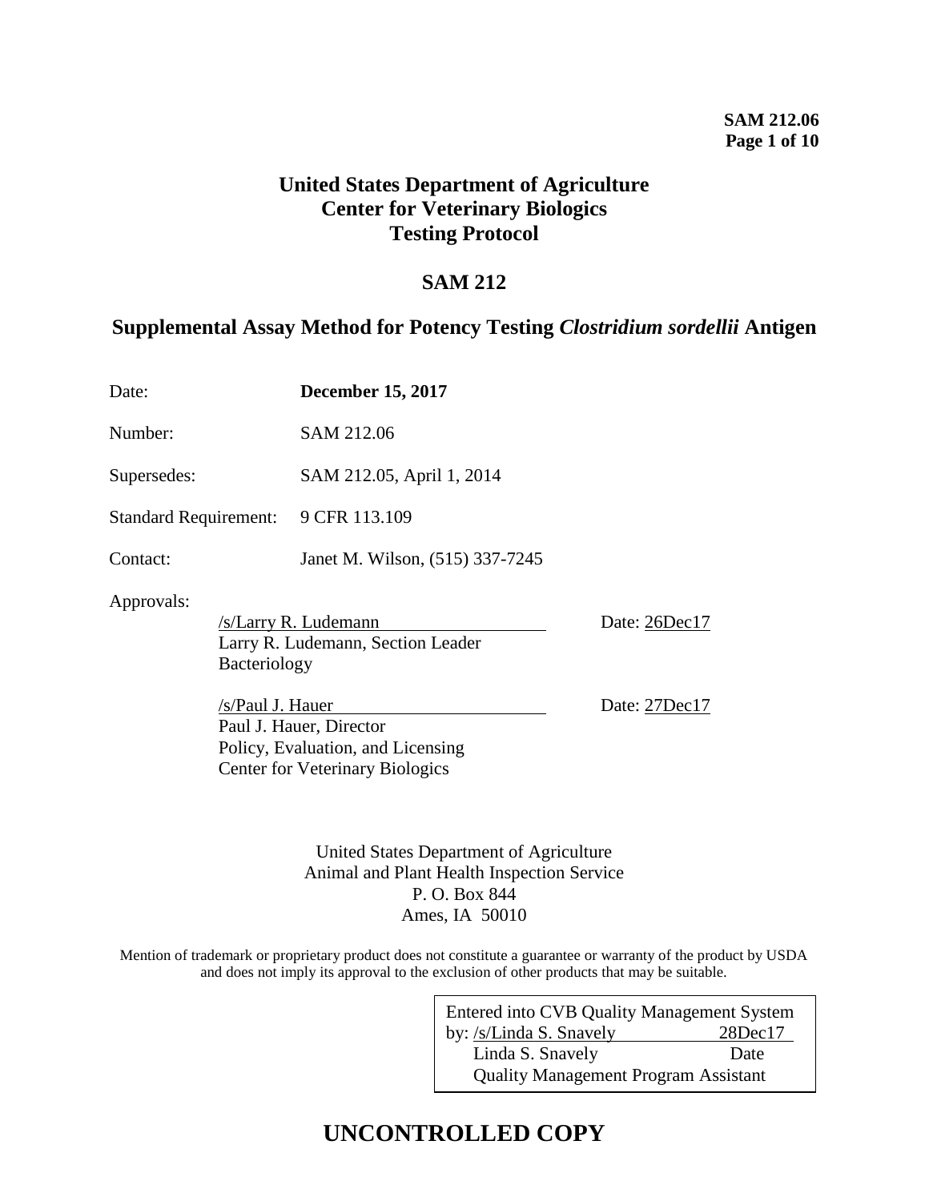# United States Department of Agriculture
# Center for Veterinary Biologics
# Testing Protocol

## SAM 212

## Supplemental Assay Method for Potency Testing *Clostridium sordellii* Antigen

Date: **December 15, 2017**

Number: SAM 212.06

Supersedes: SAM 212.05, April 1, 2014

Standard Requirement: 9 CFR 113.109

Contact: Janet M. Wilson, (515) 337-7245

Approvals:

/s/Larry R. Ludemann Date: 26Dec17
Larry R. Ludemann, Section Leader
Bacteriology

/s/Paul J. Hauer Date: 27Dec17
Paul J. Hauer, Director
Policy, Evaluation, and Licensing
Center for Veterinary Biologics

United States Department of Agriculture
Animal and Plant Health Inspection Service
P. O. Box 844
Ames, IA 50010

Mention of trademark or proprietary product does not constitute a guarantee or warranty of the product by USDA and does not imply its approval to the exclusion of other products that may be suitable.

Entered into CVB Quality Management System
by: /s/Linda S. Snavely 28Dec17
Linda S. Snavely Date
Quality Management Program Assistant

**UNCONTROLLED COPY**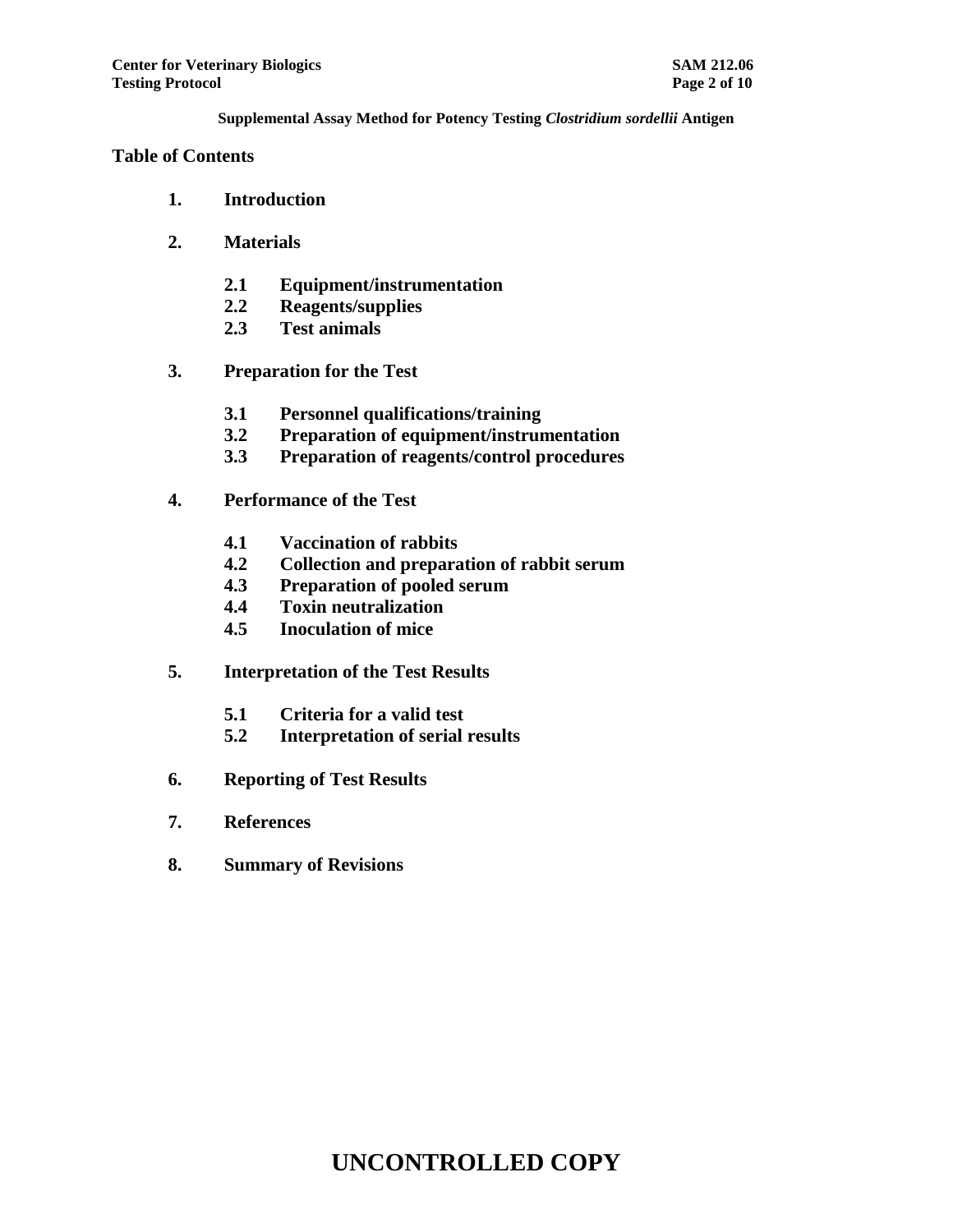## Table of Contents

1. **Introduction**
2. **Materials**
   - **2.1 Equipment/instrumentation**
   - **2.2 Reagents/supplies**
   - **2.3 Test animals**
3. **Preparation for the Test**
   - **3.1 Personnel qualifications/training**
   - **3.2 Preparation of equipment/instrumentation**
   - **3.3 Preparation of reagents/control procedures**
4. **Performance of the Test**
   - **4.1 Vaccination of rabbits**
   - **4.2 Collection and preparation of rabbit serum**
   - **4.3 Preparation of pooled serum**
   - **4.4 Toxin neutralization**
   - **4.5 Inoculation of mice**
5. **Interpretation of the Test Results**
   - **5.1 Criteria for a valid test**
   - **5.2 Interpretation of serial results**
6. **Reporting of Test Results**
7. **References**
8. **Summary of Revisions**

**UNCONTROLLED COPY**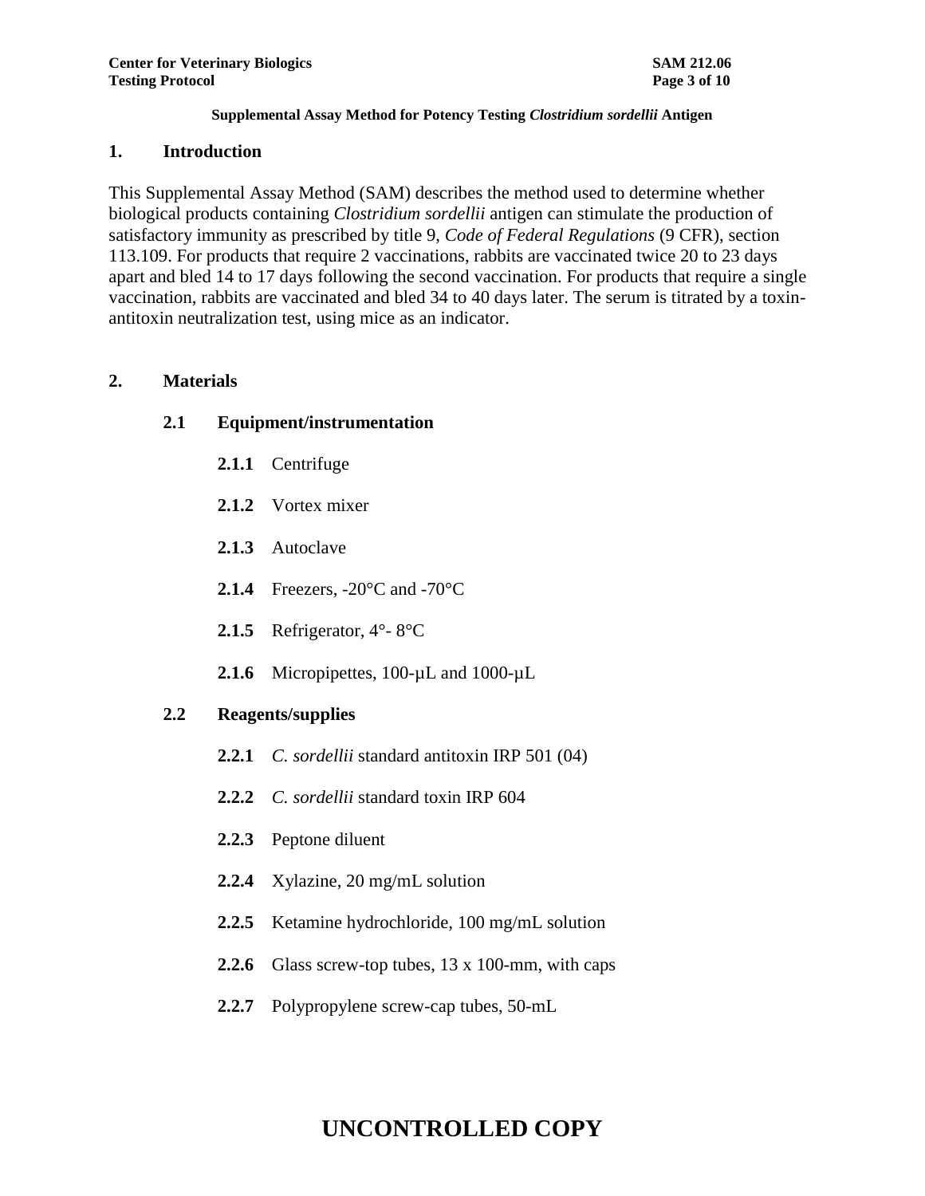**Supplemental Assay Method for Potency Testing *Clostridium sordellii* Antigen**

## 1. Introduction

This Supplemental Assay Method (SAM) describes the method used to determine whether biological products containing *Clostridium sordellii* antigen can stimulate the production of satisfactory immunity as prescribed by title 9, *Code of Federal Regulations* (9 CFR), section 113.109. For products that require 2 vaccinations, rabbits are vaccinated twice 20 to 23 days apart and bled 14 to 17 days following the second vaccination. For products that require a single vaccination, rabbits are vaccinated and bled 34 to 40 days later. The serum is titrated by a toxin-antitoxin neutralization test, using mice as an indicator.

## 2. Materials

### 2.1 Equipment/instrumentation

**2.1.1** Centrifuge

**2.1.2** Vortex mixer

**2.1.3** Autoclave

**2.1.4** Freezers, -20°C and -70°C

**2.1.5** Refrigerator, 4°- 8°C

**2.1.6** Micropipettes, 100-µL and 1000-µL

### 2.2 Reagents/supplies

**2.2.1** *C. sordellii* standard antitoxin IRP 501 (04)

**2.2.2** *C. sordellii* standard toxin IRP 604

**2.2.3** Peptone diluent

**2.2.4** Xylazine, 20 mg/mL solution

**2.2.5** Ketamine hydrochloride, 100 mg/mL solution

**2.2.6** Glass screw-top tubes, 13 x 100-mm, with caps

**2.2.7** Polypropylene screw-cap tubes, 50-mL

**UNCONTROLLED COPY**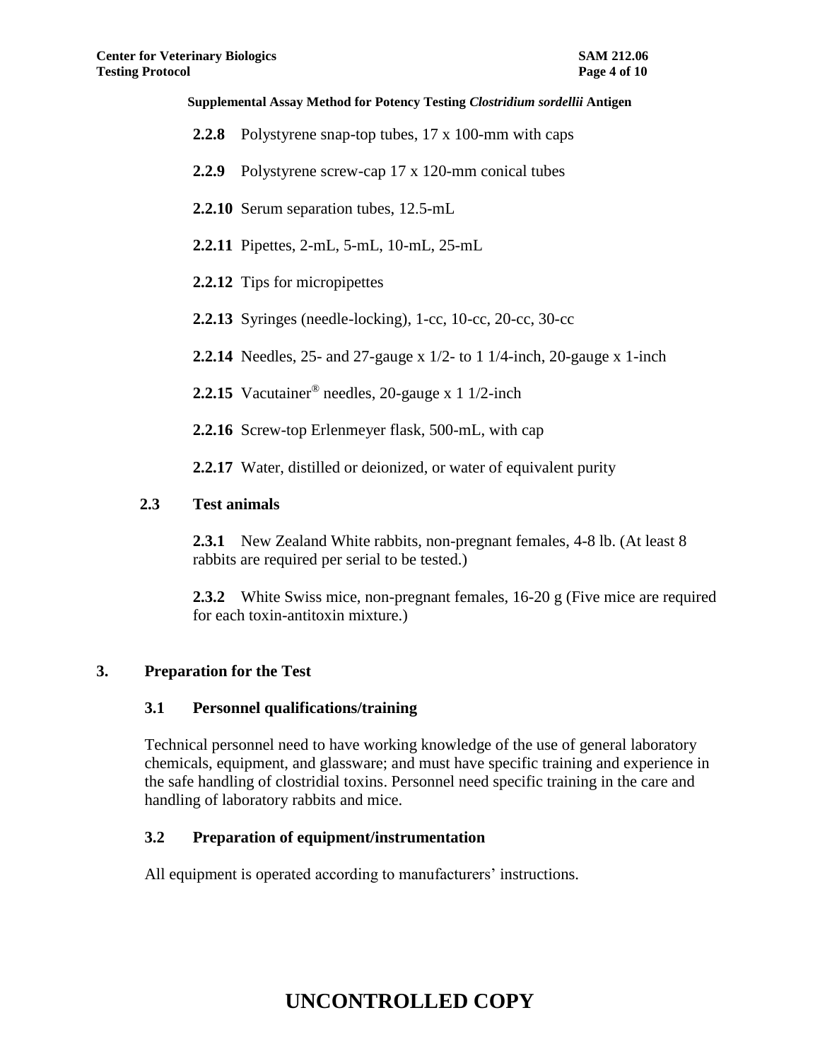**2.2.8** Polystyrene snap-top tubes, 17 x 100-mm with caps

**2.2.9** Polystyrene screw-cap 17 x 120-mm conical tubes

**2.2.10** Serum separation tubes, 12.5-mL

**2.2.11** Pipettes, 2-mL, 5-mL, 10-mL, 25-mL

**2.2.12** Tips for micropipettes

**2.2.13** Syringes (needle-locking), 1-cc, 10-cc, 20-cc, 30-cc

**2.2.14** Needles, 25- and 27-gauge x 1/2- to 1 1/4-inch, 20-gauge x 1-inch

**2.2.15** Vacutainer® needles, 20-gauge x 1 1/2-inch

**2.2.16** Screw-top Erlenmeyer flask, 500-mL, with cap

**2.2.17** Water, distilled or deionized, or water of equivalent purity

### 2.3 Test animals

**2.3.1** New Zealand White rabbits, non-pregnant females, 4-8 lb. (At least 8 rabbits are required per serial to be tested.)

**2.3.2** White Swiss mice, non-pregnant females, 16-20 g (Five mice are required for each toxin-antitoxin mixture.)

## 3. Preparation for the Test

### 3.1 Personnel qualifications/training

Technical personnel need to have working knowledge of the use of general laboratory chemicals, equipment, and glassware; and must have specific training and experience in the safe handling of clostridial toxins. Personnel need specific training in the care and handling of laboratory rabbits and mice.

### 3.2 Preparation of equipment/instrumentation

All equipment is operated according to manufacturers' instructions.

**UNCONTROLLED COPY**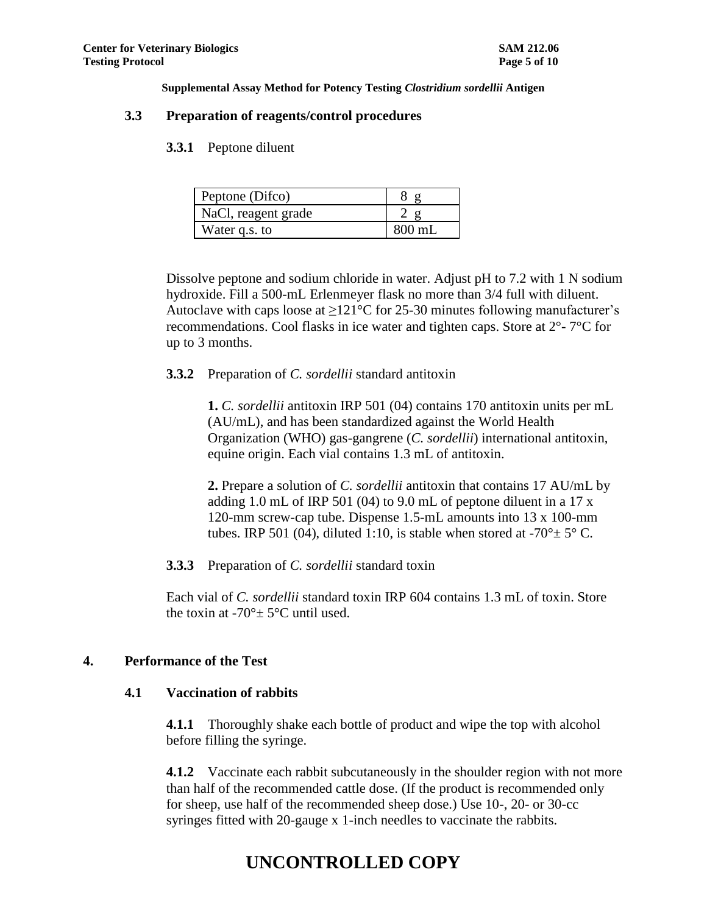**Supplemental Assay Method for Potency Testing *Clostridium sordellii* Antigen**

### 3.3 Preparation of reagents/control procedures

**3.3.1** Peptone diluent

| Peptone (Difco) | 8 g |
|---|---|
| NaCl, reagent grade | 2 g |
| Water q.s. to | 800 mL |

Dissolve peptone and sodium chloride in water. Adjust pH to 7.2 with 1 N sodium hydroxide. Fill a 500-mL Erlenmeyer flask no more than 3/4 full with diluent. Autoclave with caps loose at ≥121°C for 25-30 minutes following manufacturer's recommendations. Cool flasks in ice water and tighten caps. Store at 2°- 7°C for up to 3 months.

**3.3.2** Preparation of *C. sordellii* standard antitoxin

**1.** *C. sordellii* antitoxin IRP 501 (04) contains 170 antitoxin units per mL (AU/mL), and has been standardized against the World Health Organization (WHO) gas-gangrene (*C. sordellii*) international antitoxin, equine origin. Each vial contains 1.3 mL of antitoxin.

**2.** Prepare a solution of *C. sordellii* antitoxin that contains 17 AU/mL by adding 1.0 mL of IRP 501 (04) to 9.0 mL of peptone diluent in a 17 x 120-mm screw-cap tube. Dispense 1.5-mL amounts into 13 x 100-mm tubes. IRP 501 (04), diluted 1:10, is stable when stored at -70°± 5° C.

**3.3.3** Preparation of *C. sordellii* standard toxin

Each vial of *C. sordellii* standard toxin IRP 604 contains 1.3 mL of toxin. Store the toxin at -70°± 5°C until used.

## 4. Performance of the Test

### 4.1 Vaccination of rabbits

**4.1.1** Thoroughly shake each bottle of product and wipe the top with alcohol before filling the syringe.

**4.1.2** Vaccinate each rabbit subcutaneously in the shoulder region with not more than half of the recommended cattle dose. (If the product is recommended only for sheep, use half of the recommended sheep dose.) Use 10-, 20- or 30-cc syringes fitted with 20-gauge x 1-inch needles to vaccinate the rabbits.

**UNCONTROLLED COPY**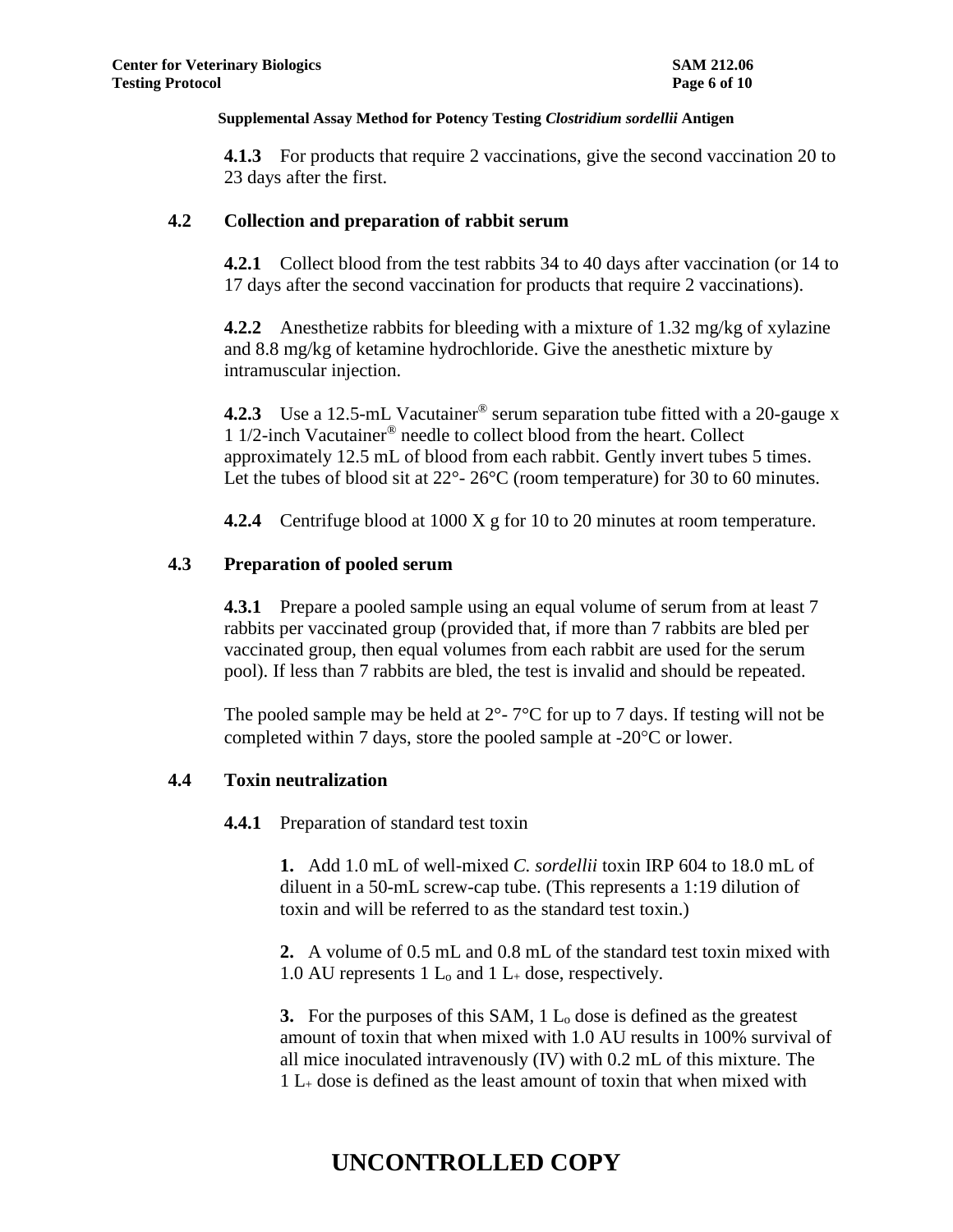**4.1.3** For products that require 2 vaccinations, give the second vaccination 20 to 23 days after the first.

### 4.2 Collection and preparation of rabbit serum

**4.2.1** Collect blood from the test rabbits 34 to 40 days after vaccination (or 14 to 17 days after the second vaccination for products that require 2 vaccinations).

**4.2.2** Anesthetize rabbits for bleeding with a mixture of 1.32 mg/kg of xylazine and 8.8 mg/kg of ketamine hydrochloride. Give the anesthetic mixture by intramuscular injection.

**4.2.3** Use a 12.5-mL Vacutainer® serum separation tube fitted with a 20-gauge x 1 1/2-inch Vacutainer® needle to collect blood from the heart. Collect approximately 12.5 mL of blood from each rabbit. Gently invert tubes 5 times. Let the tubes of blood sit at 22°- 26°C (room temperature) for 30 to 60 minutes.

**4.2.4** Centrifuge blood at 1000 X g for 10 to 20 minutes at room temperature.

### 4.3 Preparation of pooled serum

**4.3.1** Prepare a pooled sample using an equal volume of serum from at least 7 rabbits per vaccinated group (provided that, if more than 7 rabbits are bled per vaccinated group, then equal volumes from each rabbit are used for the serum pool). If less than 7 rabbits are bled, the test is invalid and should be repeated.

The pooled sample may be held at 2°- 7°C for up to 7 days. If testing will not be completed within 7 days, store the pooled sample at -20°C or lower.

### 4.4 Toxin neutralization

**4.4.1** Preparation of standard test toxin

**1.** Add 1.0 mL of well-mixed *C. sordellii* toxin IRP 604 to 18.0 mL of diluent in a 50-mL screw-cap tube. (This represents a 1:19 dilution of toxin and will be referred to as the standard test toxin.)

**2.** A volume of 0.5 mL and 0.8 mL of the standard test toxin mixed with 1.0 AU represents 1 $L_o$ and 1 $L_+$ dose, respectively.

**3.** For the purposes of this SAM, 1 $L_o$ dose is defined as the greatest amount of toxin that when mixed with 1.0 AU results in 100% survival of all mice inoculated intravenously (IV) with 0.2 mL of this mixture. The 1 $L_+$ dose is defined as the least amount of toxin that when mixed with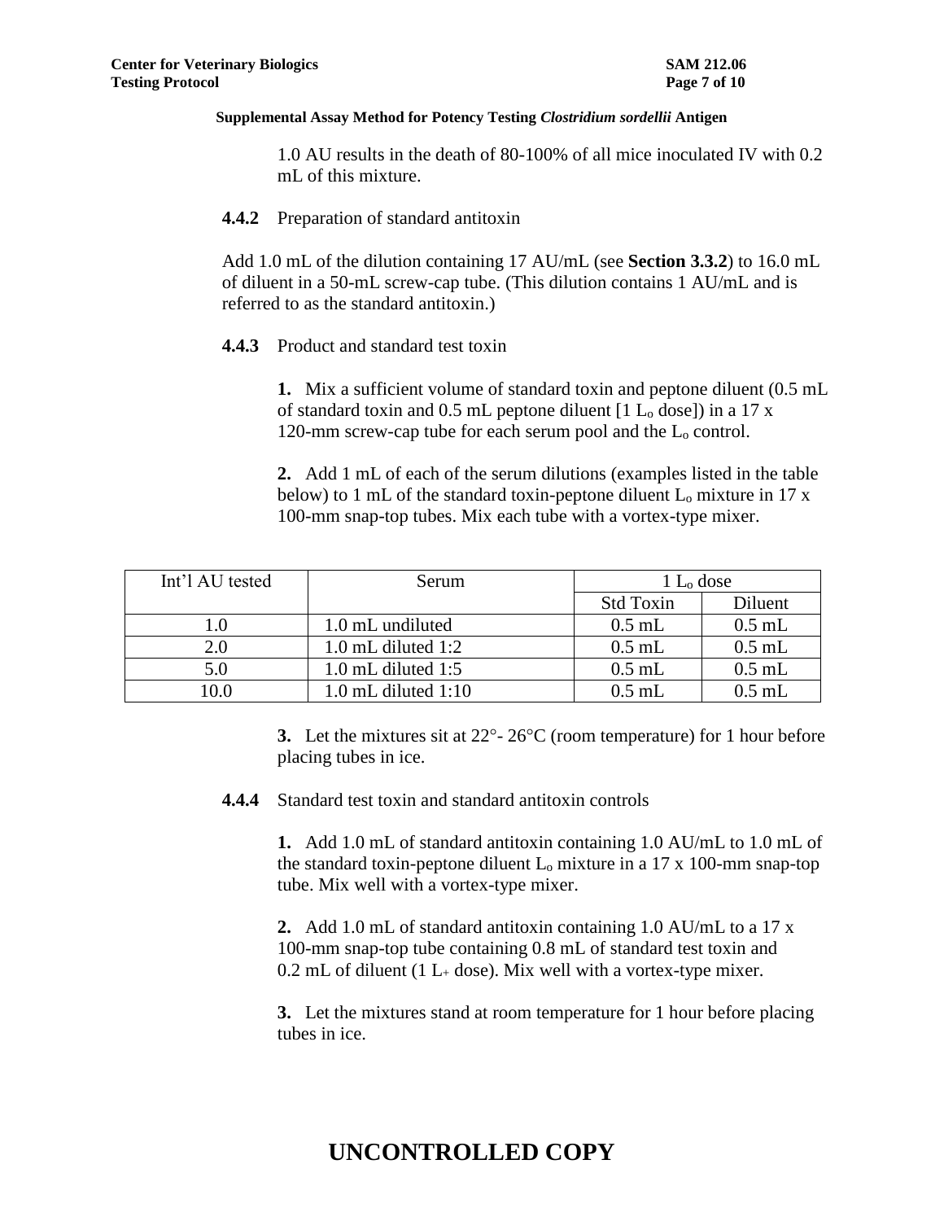1.0 AU results in the death of 80-100% of all mice inoculated IV with 0.2 mL of this mixture.

**4.4.2** Preparation of standard antitoxin

Add 1.0 mL of the dilution containing 17 AU/mL (see **Section 3.3.2**) to 16.0 mL of diluent in a 50-mL screw-cap tube. (This dilution contains 1 AU/mL and is referred to as the standard antitoxin.)

**4.4.3** Product and standard test toxin

**1.** Mix a sufficient volume of standard toxin and peptone diluent (0.5 mL of standard toxin and 0.5 mL peptone diluent [1 $L_o$ dose]) in a 17 x 120-mm screw-cap tube for each serum pool and the $L_o$ control.

**2.** Add 1 mL of each of the serum dilutions (examples listed in the table below) to 1 mL of the standard toxin-peptone diluent $L_o$ mixture in 17 x 100-mm snap-top tubes. Mix each tube with a vortex-type mixer.

| Int'l AU tested | Serum | 1 $L_o$ dose | |
|---|---|---|---|
| | | Std Toxin | Diluent |
| 1.0 | 1.0 mL undiluted | 0.5 mL | 0.5 mL |
| 2.0 | 1.0 mL diluted 1:2 | 0.5 mL | 0.5 mL |
| 5.0 | 1.0 mL diluted 1:5 | 0.5 mL | 0.5 mL |
| 10.0 | 1.0 mL diluted 1:10 | 0.5 mL | 0.5 mL |

**3.** Let the mixtures sit at 22°- 26°C (room temperature) for 1 hour before placing tubes in ice.

**4.4.4** Standard test toxin and standard antitoxin controls

**1.** Add 1.0 mL of standard antitoxin containing 1.0 AU/mL to 1.0 mL of the standard toxin-peptone diluent $L_o$ mixture in a 17 x 100-mm snap-top tube. Mix well with a vortex-type mixer.

**2.** Add 1.0 mL of standard antitoxin containing 1.0 AU/mL to a 17 x 100-mm snap-top tube containing 0.8 mL of standard test toxin and 0.2 mL of diluent (1 $L_+$ dose). Mix well with a vortex-type mixer.

**3.** Let the mixtures stand at room temperature for 1 hour before placing tubes in ice.

**UNCONTROLLED COPY**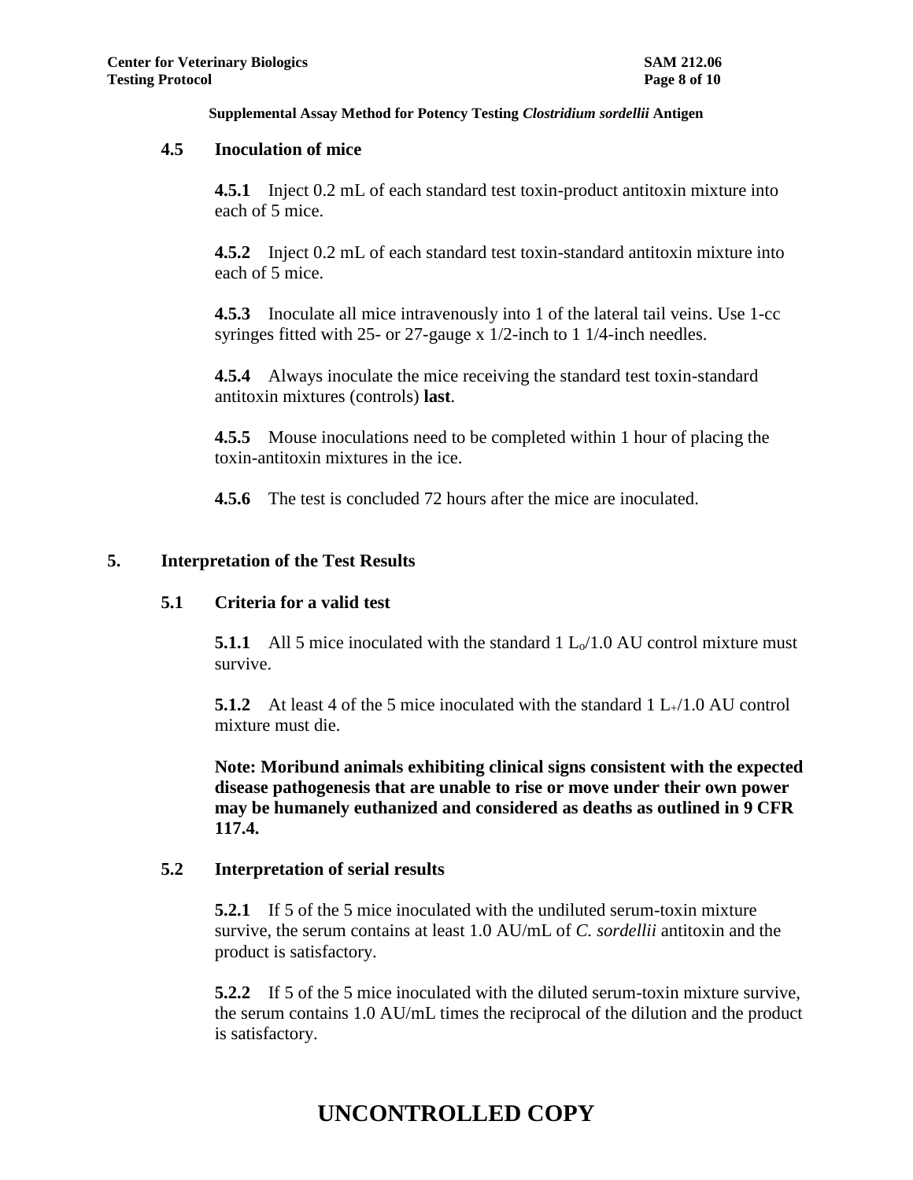### 4.5 Inoculation of mice

**4.5.1** Inject 0.2 mL of each standard test toxin-product antitoxin mixture into each of 5 mice.

**4.5.2** Inject 0.2 mL of each standard test toxin-standard antitoxin mixture into each of 5 mice.

**4.5.3** Inoculate all mice intravenously into 1 of the lateral tail veins. Use 1-cc syringes fitted with 25- or 27-gauge x 1/2-inch to 1 1/4-inch needles.

**4.5.4** Always inoculate the mice receiving the standard test toxin-standard antitoxin mixtures (controls) **last**.

**4.5.5** Mouse inoculations need to be completed within 1 hour of placing the toxin-antitoxin mixtures in the ice.

**4.5.6** The test is concluded 72 hours after the mice are inoculated.

## 5. Interpretation of the Test Results

### 5.1 Criteria for a valid test

**5.1.1** All 5 mice inoculated with the standard 1 $L_o$/1.0 AU control mixture must survive.

**5.1.2** At least 4 of the 5 mice inoculated with the standard 1 $L_+$/1.0 AU control mixture must die.

**Note: Moribund animals exhibiting clinical signs consistent with the expected disease pathogenesis that are unable to rise or move under their own power may be humanely euthanized and considered as deaths as outlined in 9 CFR 117.4.**

### 5.2 Interpretation of serial results

**5.2.1** If 5 of the 5 mice inoculated with the undiluted serum-toxin mixture survive, the serum contains at least 1.0 AU/mL of *C. sordellii* antitoxin and the product is satisfactory.

**5.2.2** If 5 of the 5 mice inoculated with the diluted serum-toxin mixture survive, the serum contains 1.0 AU/mL times the reciprocal of the dilution and the product is satisfactory.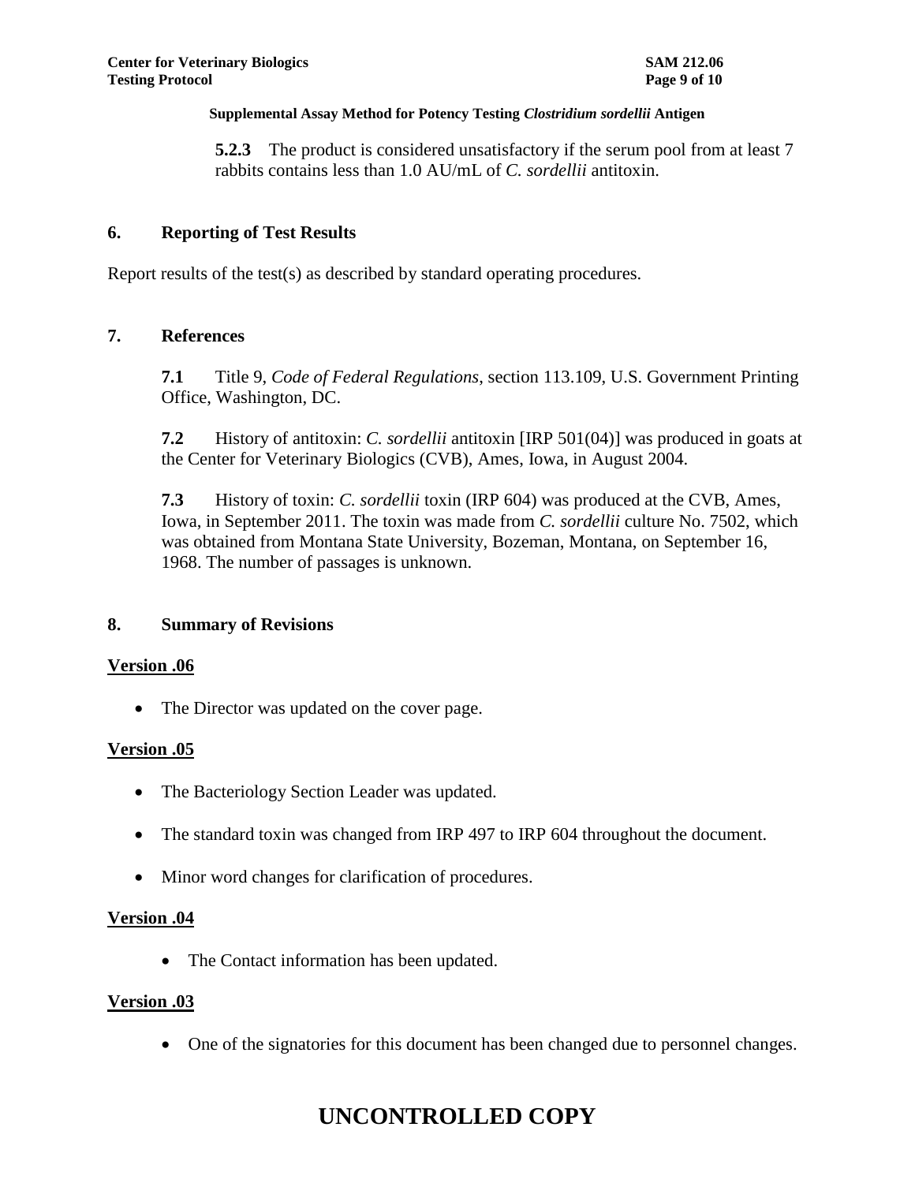**5.2.3** The product is considered unsatisfactory if the serum pool from at least 7 rabbits contains less than 1.0 AU/mL of *C. sordellii* antitoxin.

## 6. Reporting of Test Results

Report results of the test(s) as described by standard operating procedures.

## 7. References

**7.1** Title 9, *Code of Federal Regulations*, section 113.109, U.S. Government Printing Office, Washington, DC.

**7.2** History of antitoxin: *C. sordellii* antitoxin [IRP 501(04)] was produced in goats at the Center for Veterinary Biologics (CVB), Ames, Iowa, in August 2004.

**7.3** History of toxin: *C. sordellii* toxin (IRP 604) was produced at the CVB, Ames, Iowa, in September 2011. The toxin was made from *C. sordellii* culture No. 7502, which was obtained from Montana State University, Bozeman, Montana, on September 16, 1968. The number of passages is unknown.

## 8. Summary of Revisions

**Version .06**

- The Director was updated on the cover page.

**Version .05**

- The Bacteriology Section Leader was updated.
- The standard toxin was changed from IRP 497 to IRP 604 throughout the document.
- Minor word changes for clarification of procedures.

**Version .04**

- The Contact information has been updated.

**Version .03**

- One of the signatories for this document has been changed due to personnel changes.

# UNCONTROLLED COPY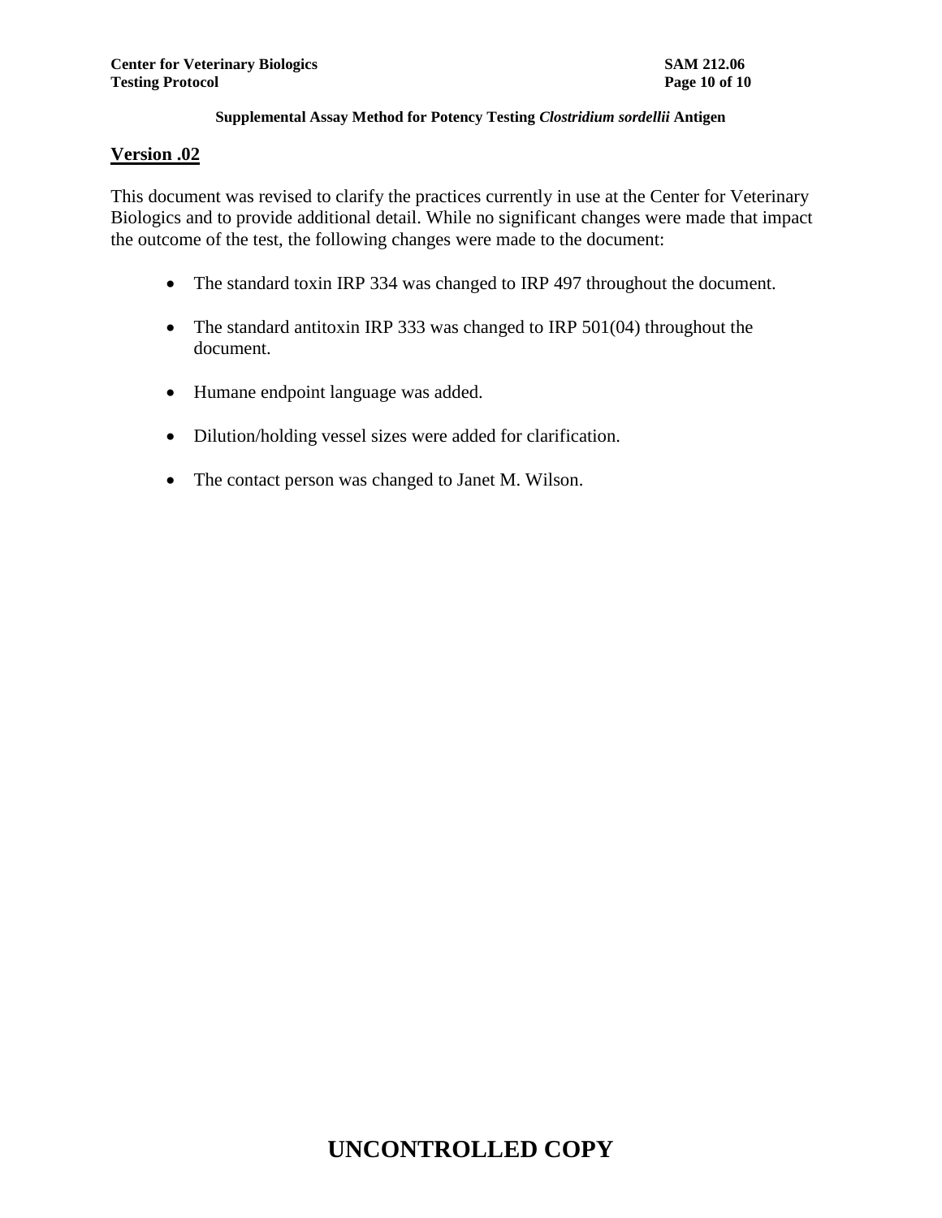## Version .02

This document was revised to clarify the practices currently in use at the Center for Veterinary Biologics and to provide additional detail. While no significant changes were made that impact the outcome of the test, the following changes were made to the document:

- The standard toxin IRP 334 was changed to IRP 497 throughout the document.
- The standard antitoxin IRP 333 was changed to IRP 501(04) throughout the document.
- Humane endpoint language was added.
- Dilution/holding vessel sizes were added for clarification.
- The contact person was changed to Janet M. Wilson.

**UNCONTROLLED COPY**